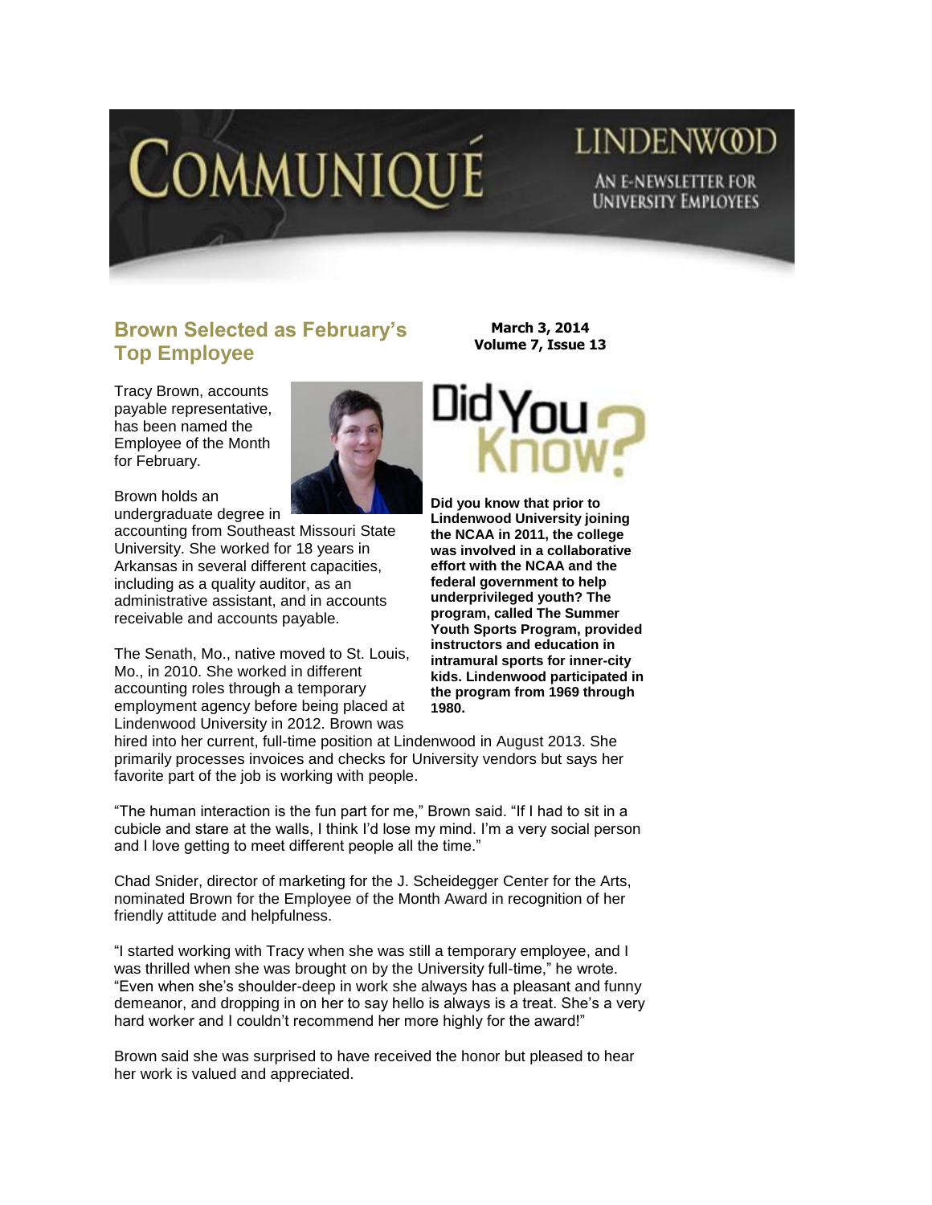# COMMUNIQUÉ

LINDENWOOD

AN E-NEWSLETTER FOR UNIVERSITY EMPLOYEES

**March 3, 2014**
**Volume 7, Issue 13**

## Brown Selected as February's Top Employee

Tracy Brown, accounts payable representative, has been named the Employee of the Month for February.

Brown holds an undergraduate degree in accounting from Southeast Missouri State University. She worked for 18 years in Arkansas in several different capacities, including as a quality auditor, as an administrative assistant, and in accounts receivable and accounts payable.

The Senath, Mo., native moved to St. Louis, Mo., in 2010. She worked in different accounting roles through a temporary employment agency before being placed at Lindenwood University in 2012. Brown was hired into her current, full-time position at Lindenwood in August 2013. She primarily processes invoices and checks for University vendors but says her favorite part of the job is working with people.

"The human interaction is the fun part for me," Brown said. "If I had to sit in a cubicle and stare at the walls, I think I'd lose my mind. I'm a very social person and I love getting to meet different people all the time."

Chad Snider, director of marketing for the J. Scheidegger Center for the Arts, nominated Brown for the Employee of the Month Award in recognition of her friendly attitude and helpfulness.

"I started working with Tracy when she was still a temporary employee, and I was thrilled when she was brought on by the University full-time," he wrote. "Even when she's shoulder-deep in work she always has a pleasant and funny demeanor, and dropping in on her to say hello is always is a treat. She's a very hard worker and I couldn't recommend her more highly for the award!"

Brown said she was surprised to have received the honor but pleased to hear her work is valued and appreciated.

## Did You Know?

**Did you know that prior to Lindenwood University joining the NCAA in 2011, the college was involved in a collaborative effort with the NCAA and the federal government to help underprivileged youth? The program, called The Summer Youth Sports Program, provided instructors and education in intramural sports for inner-city kids. Lindenwood participated in the program from 1969 through 1980.**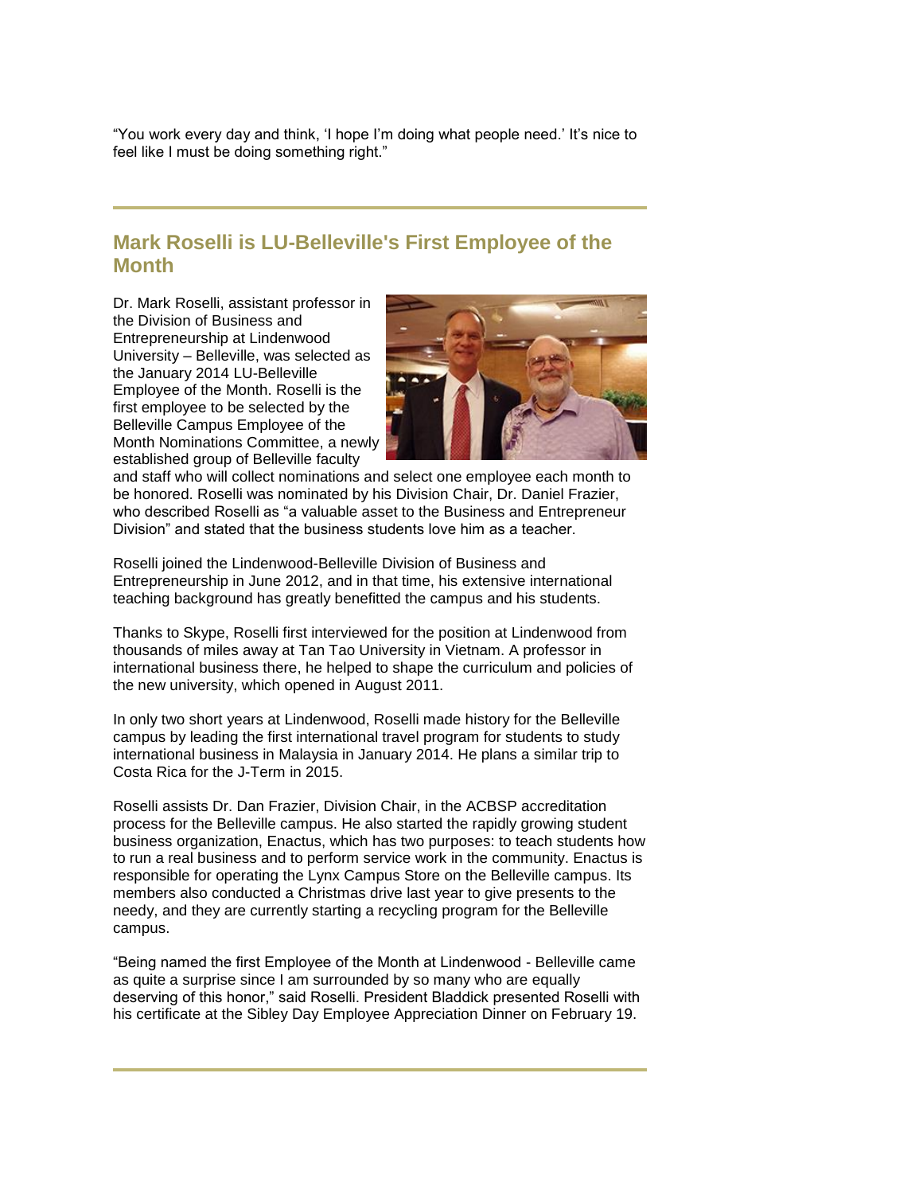"You work every day and think, 'I hope I'm doing what people need.' It's nice to feel like I must be doing something right."

---

## Mark Roselli is LU-Belleville's First Employee of the Month

Dr. Mark Roselli, assistant professor in the Division of Business and Entrepreneurship at Lindenwood University – Belleville, was selected as the January 2014 LU-Belleville Employee of the Month. Roselli is the first employee to be selected by the Belleville Campus Employee of the Month Nominations Committee, a newly established group of Belleville faculty and staff who will collect nominations and select one employee each month to be honored. Roselli was nominated by his Division Chair, Dr. Daniel Frazier, who described Roselli as "a valuable asset to the Business and Entrepreneur Division" and stated that the business students love him as a teacher.

Roselli joined the Lindenwood-Belleville Division of Business and Entrepreneurship in June 2012, and in that time, his extensive international teaching background has greatly benefitted the campus and his students.

Thanks to Skype, Roselli first interviewed for the position at Lindenwood from thousands of miles away at Tan Tao University in Vietnam. A professor in international business there, he helped to shape the curriculum and policies of the new university, which opened in August 2011.

In only two short years at Lindenwood, Roselli made history for the Belleville campus by leading the first international travel program for students to study international business in Malaysia in January 2014. He plans a similar trip to Costa Rica for the J-Term in 2015.

Roselli assists Dr. Dan Frazier, Division Chair, in the ACBSP accreditation process for the Belleville campus. He also started the rapidly growing student business organization, Enactus, which has two purposes: to teach students how to run a real business and to perform service work in the community. Enactus is responsible for operating the Lynx Campus Store on the Belleville campus. Its members also conducted a Christmas drive last year to give presents to the needy, and they are currently starting a recycling program for the Belleville campus.

"Being named the first Employee of the Month at Lindenwood - Belleville came as quite a surprise since I am surrounded by so many who are equally deserving of this honor," said Roselli. President Bladdick presented Roselli with his certificate at the Sibley Day Employee Appreciation Dinner on February 19.

---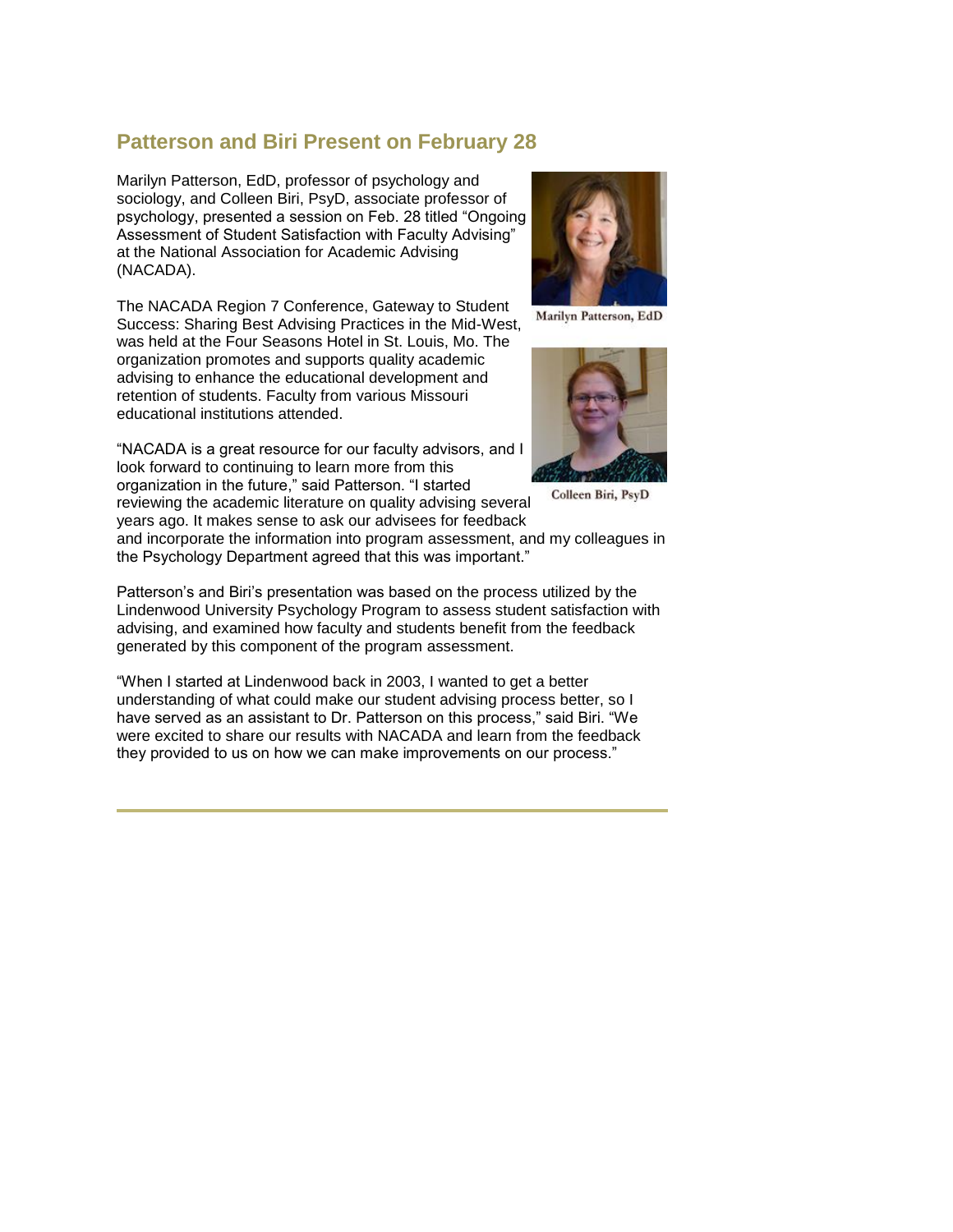## Patterson and Biri Present on February 28

Marilyn Patterson, EdD, professor of psychology and sociology, and Colleen Biri, PsyD, associate professor of psychology, presented a session on Feb. 28 titled "Ongoing Assessment of Student Satisfaction with Faculty Advising" at the National Association for Academic Advising (NACADA).

Marilyn Patterson, EdD

Colleen Biri, PsyD

The NACADA Region 7 Conference, Gateway to Student Success: Sharing Best Advising Practices in the Mid-West, was held at the Four Seasons Hotel in St. Louis, Mo. The organization promotes and supports quality academic advising to enhance the educational development and retention of students. Faculty from various Missouri educational institutions attended.

"NACADA is a great resource for our faculty advisors, and I look forward to continuing to learn more from this organization in the future," said Patterson. "I started reviewing the academic literature on quality advising several years ago. It makes sense to ask our advisees for feedback and incorporate the information into program assessment, and my colleagues in the Psychology Department agreed that this was important."

Patterson's and Biri's presentation was based on the process utilized by the Lindenwood University Psychology Program to assess student satisfaction with advising, and examined how faculty and students benefit from the feedback generated by this component of the program assessment.

"When I started at Lindenwood back in 2003, I wanted to get a better understanding of what could make our student advising process better, so I have served as an assistant to Dr. Patterson on this process," said Biri. "We were excited to share our results with NACADA and learn from the feedback they provided to us on how we can make improvements on our process."